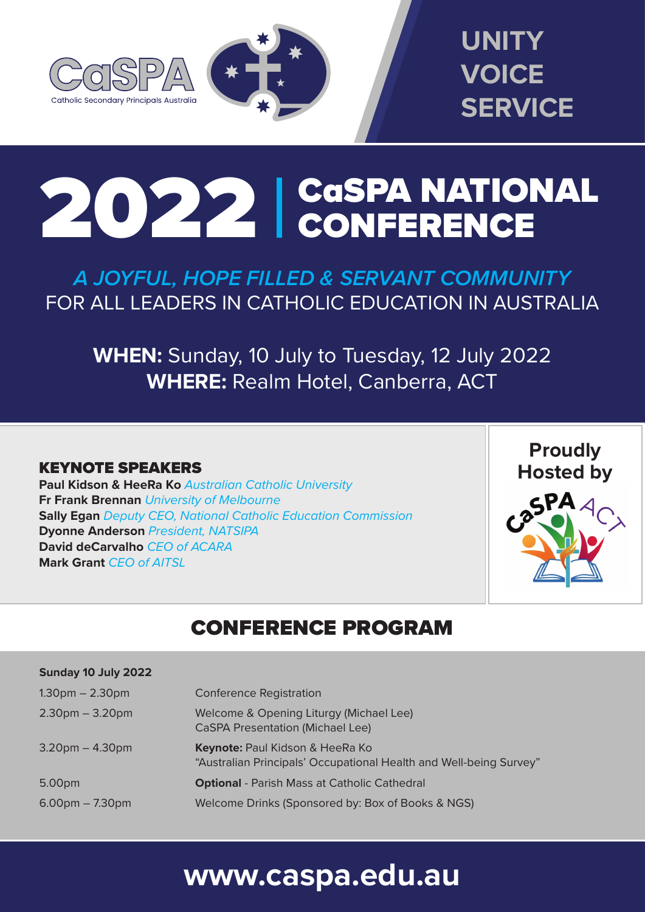CaSPA
Catholic Secondary Principals Australia

UNITY
VOICE
SERVICE

# 2022 | CaSPA NATIONAL CONFERENCE

## *A JOYFUL, HOPE FILLED & SERVANT COMMUNITY*

FOR ALL LEADERS IN CATHOLIC EDUCATION IN AUSTRALIA

**WHEN:** Sunday, 10 July to Tuesday, 12 July 2022
**WHERE:** Realm Hotel, Canberra, ACT

### KEYNOTE SPEAKERS

**Paul Kidson & HeeRa Ko** *Australian Catholic University*
**Fr Frank Brennan** *University of Melbourne*
**Sally Egan** *Deputy CEO, National Catholic Education Commission*
**Dyonne Anderson** *President, NATSIPA*
**David deCarvalho** *CEO of ACARA*
**Mark Grant** *CEO of AITSL*

**Proudly Hosted by**
CaSPA ACT

## CONFERENCE PROGRAM

**Sunday 10 July 2022**

| | |
|---|---|
| 1.30pm – 2.30pm | Conference Registration |
| 2.30pm – 3.20pm | Welcome & Opening Liturgy (Michael Lee)<br>CaSPA Presentation (Michael Lee) |
| 3.20pm – 4.30pm | **Keynote:** Paul Kidson & HeeRa Ko<br>"Australian Principals' Occupational Health and Well-being Survey" |
| 5.00pm | **Optional** - Parish Mass at Catholic Cathedral |
| 6.00pm – 7.30pm | Welcome Drinks (Sponsored by: Box of Books & NGS) |

**www.caspa.edu.au**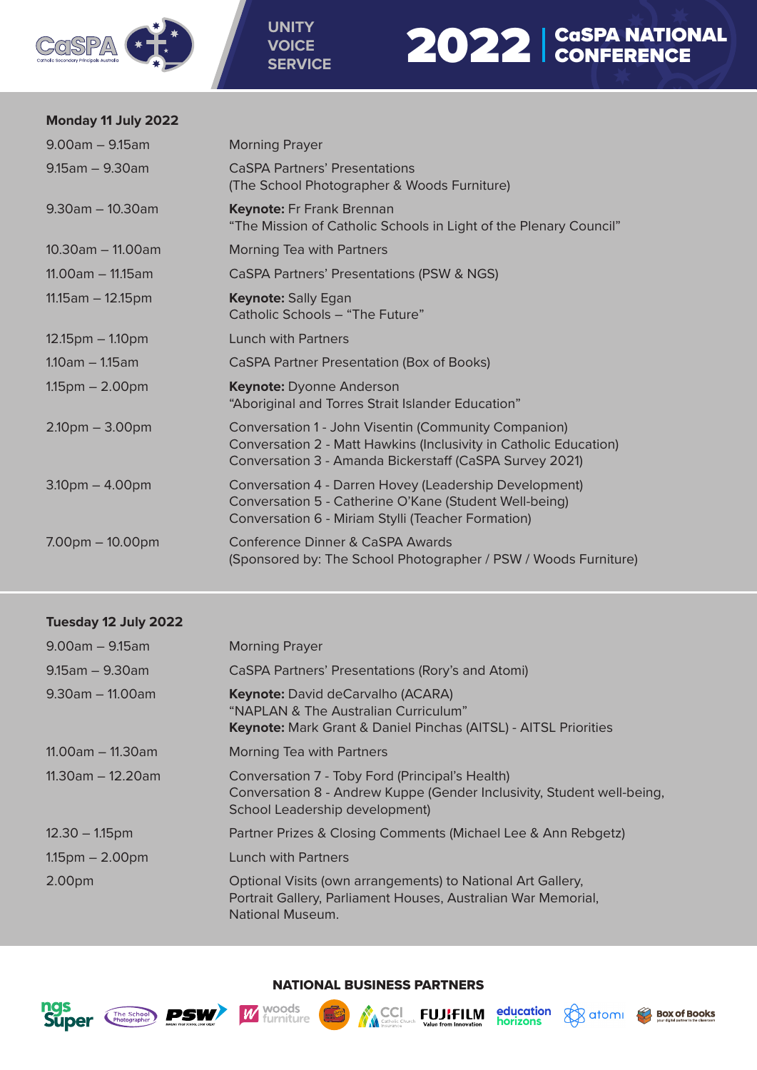UNITY
VOICE
SERVICE

# 2022 | CaSPA NATIONAL CONFERENCE

## Monday 11 July 2022

| | |
|---|---|
| 9.00am – 9.15am | Morning Prayer |
| 9.15am – 9.30am | CaSPA Partners' Presentations (The School Photographer & Woods Furniture) |
| 9.30am – 10.30am | **Keynote:** Fr Frank Brennan "The Mission of Catholic Schools in Light of the Plenary Council" |
| 10.30am – 11.00am | Morning Tea with Partners |
| 11.00am – 11.15am | CaSPA Partners' Presentations (PSW & NGS) |
| 11.15am – 12.15pm | **Keynote:** Sally Egan Catholic Schools – "The Future" |
| 12.15pm – 1.10pm | Lunch with Partners |
| 1.10am – 1.15am | CaSPA Partner Presentation (Box of Books) |
| 1.15pm – 2.00pm | **Keynote:** Dyonne Anderson "Aboriginal and Torres Strait Islander Education" |
| 2.10pm – 3.00pm | Conversation 1 - John Visentin (Community Companion)<br>Conversation 2 - Matt Hawkins (Inclusivity in Catholic Education)<br>Conversation 3 - Amanda Bickerstaff (CaSPA Survey 2021) |
| 3.10pm – 4.00pm | Conversation 4 - Darren Hovey (Leadership Development)<br>Conversation 5 - Catherine O'Kane (Student Well-being)<br>Conversation 6 - Miriam Stylli (Teacher Formation) |
| 7.00pm – 10.00pm | Conference Dinner & CaSPA Awards (Sponsored by: The School Photographer / PSW / Woods Furniture) |

## Tuesday 12 July 2022

| | |
|---|---|
| 9.00am – 9.15am | Morning Prayer |
| 9.15am – 9.30am | CaSPA Partners' Presentations (Rory's and Atomi) |
| 9.30am – 11.00am | **Keynote:** David deCarvalho (ACARA) "NAPLAN & The Australian Curriculum"<br>**Keynote:** Mark Grant & Daniel Pinchas (AITSL) - AITSL Priorities |
| 11.00am – 11.30am | Morning Tea with Partners |
| 11.30am – 12.20am | Conversation 7 - Toby Ford (Principal's Health)<br>Conversation 8 - Andrew Kuppe (Gender Inclusivity, Student well-being, School Leadership development) |
| 12.30 – 1.15pm | Partner Prizes & Closing Comments (Michael Lee & Ann Rebgetz) |
| 1.15pm – 2.00pm | Lunch with Partners |
| 2.00pm | Optional Visits (own arrangements) to National Art Gallery, Portrait Gallery, Parliament Houses, Australian War Memorial, National Museum. |

**NATIONAL BUSINESS PARTNERS**

ngs Super · The School Photographer · PSW · woods furniture · CCI Catholic Church Insurance · FUJIFILM Value from Innovation · education horizons · atomi · Box of Books